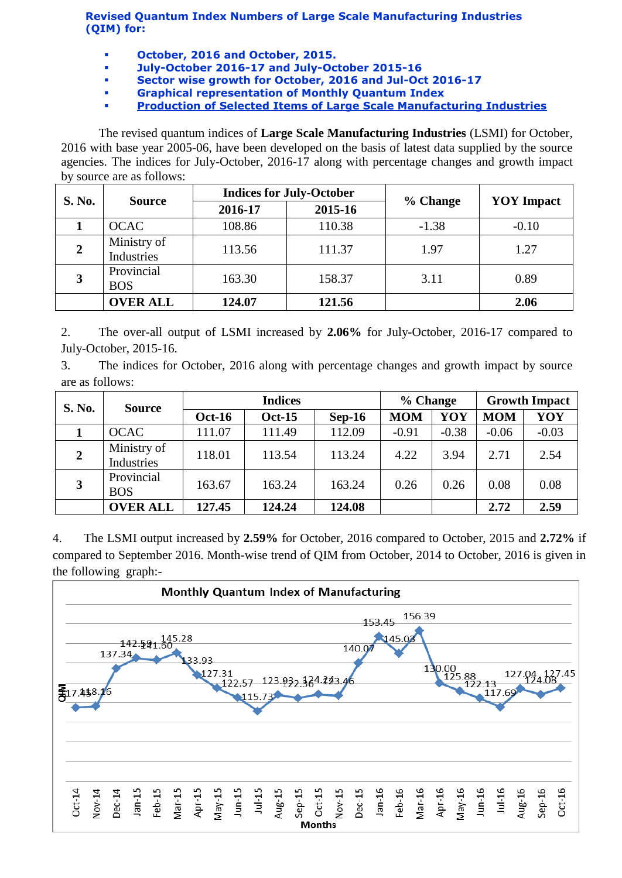**Revised Quantum Index Numbers of Large Scale Manufacturing Industries (QIM) for:**

- **October, 2016 and October, 2015.**
- **July-October 2016-17 and July-October 2015-16**
- **Sector wise growth for October, 2016 and Jul-Oct 2016-17**
- **Graphical representation of Monthly Quantum Index**
- **Production of Selected Items of Large Scale Manufacturing Industries**

The revised quantum indices of **Large Scale Manufacturing Industries** (LSMI) for October, 2016 with base year 2005-06, have been developed on the basis of latest data supplied by the source agencies. The indices for July-October, 2016-17 along with percentage changes and growth impact by source are as follows:

| S. No. | Source | Indices for July-October | | % Change | YOY Impact |
|---|---|---|---|---|---|
| | | 2016-17 | 2015-16 | | |
| 1 | OCAC | 108.86 | 110.38 | -1.38 | -0.10 |
| 2 | Ministry of Industries | 113.56 | 111.37 | 1.97 | 1.27 |
| 3 | Provincial BOS | 163.30 | 158.37 | 3.11 | 0.89 |
| | **OVER ALL** | **124.07** | **121.56** | | **2.06** |

2. The over-all output of LSMI increased by **2.06%** for July-October, 2016-17 compared to July-October, 2015-16.

3. The indices for October, 2016 along with percentage changes and growth impact by source are as follows:

| S. No. | Source | Indices | | | % Change | | Growth Impact | |
|---|---|---|---|---|---|---|---|---|
| | | Oct-16 | Oct-15 | Sep-16 | MOM | YOY | MOM | YOY |
| 1 | OCAC | 111.07 | 111.49 | 112.09 | -0.91 | -0.38 | -0.06 | -0.03 |
| 2 | Ministry of Industries | 118.01 | 113.54 | 113.24 | 4.22 | 3.94 | 2.71 | 2.54 |
| 3 | Provincial BOS | 163.67 | 163.24 | 163.24 | 0.26 | 0.26 | 0.08 | 0.08 |
| | **OVER ALL** | **127.45** | **124.24** | **124.08** | | | **2.72** | **2.59** |

4. The LSMI output increased by **2.59%** for October, 2016 compared to October, 2015 and **2.72%** if compared to September 2016. Month-wise trend of QIM from October, 2014 to October, 2016 is given in the following graph:-

**Monthly Quantum Index of Manufacturing**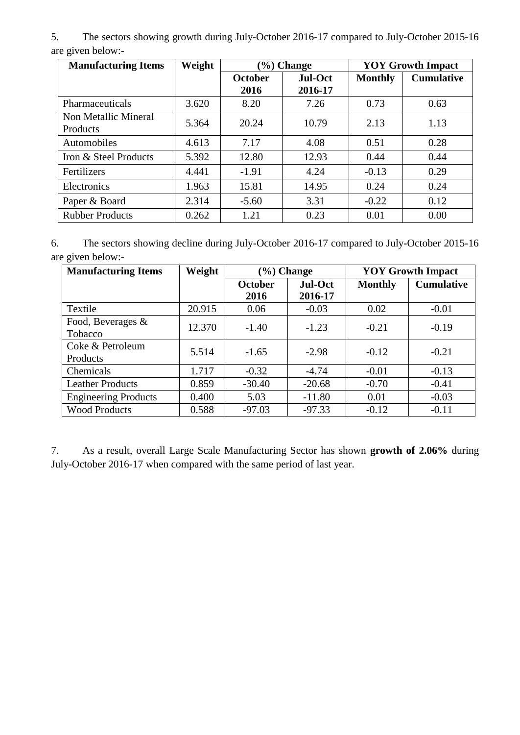5. The sectors showing growth during July-October 2016-17 compared to July-October 2015-16 are given below:-

| Manufacturing Items | Weight | (%) Change | | YOY Growth Impact | |
|---|---|---|---|---|---|
| | | October 2016 | Jul-Oct 2016-17 | Monthly | Cumulative |
| Pharmaceuticals | 3.620 | 8.20 | 7.26 | 0.73 | 0.63 |
| Non Metallic Mineral Products | 5.364 | 20.24 | 10.79 | 2.13 | 1.13 |
| Automobiles | 4.613 | 7.17 | 4.08 | 0.51 | 0.28 |
| Iron & Steel Products | 5.392 | 12.80 | 12.93 | 0.44 | 0.44 |
| Fertilizers | 4.441 | -1.91 | 4.24 | -0.13 | 0.29 |
| Electronics | 1.963 | 15.81 | 14.95 | 0.24 | 0.24 |
| Paper & Board | 2.314 | -5.60 | 3.31 | -0.22 | 0.12 |
| Rubber Products | 0.262 | 1.21 | 0.23 | 0.01 | 0.00 |

6. The sectors showing decline during July-October 2016-17 compared to July-October 2015-16 are given below:-

| Manufacturing Items | Weight | (%) Change | | YOY Growth Impact | |
|---|---|---|---|---|---|
| | | October 2016 | Jul-Oct 2016-17 | Monthly | Cumulative |
| Textile | 20.915 | 0.06 | -0.03 | 0.02 | -0.01 |
| Food, Beverages & Tobacco | 12.370 | -1.40 | -1.23 | -0.21 | -0.19 |
| Coke & Petroleum Products | 5.514 | -1.65 | -2.98 | -0.12 | -0.21 |
| Chemicals | 1.717 | -0.32 | -4.74 | -0.01 | -0.13 |
| Leather Products | 0.859 | -30.40 | -20.68 | -0.70 | -0.41 |
| Engineering Products | 0.400 | 5.03 | -11.80 | 0.01 | -0.03 |
| Wood Products | 0.588 | -97.03 | -97.33 | -0.12 | -0.11 |

7. As a result, overall Large Scale Manufacturing Sector has shown **growth of 2.06%** during July-October 2016-17 when compared with the same period of last year.